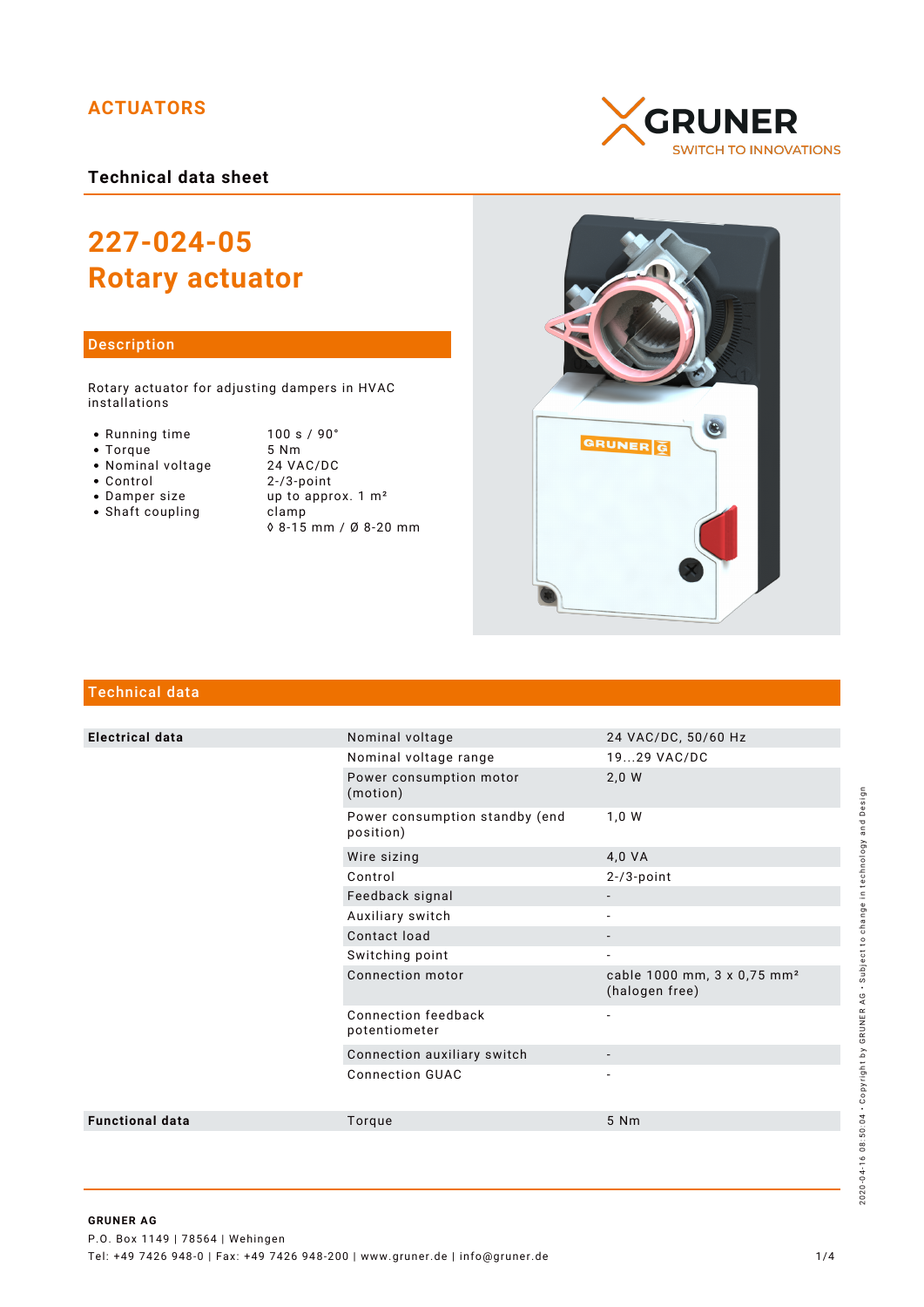ACTUATORS

GRUNER
SWITCH TO INNOVATIONS

**Technical data sheet**

# 227-024-05
# Rotary actuator

## Description

Rotary actuator for adjusting dampers in HVAC installations

| | |
|---|---|
| • Running time | 100 s / 90° |
| • Torque | 5 Nm |
| • Nominal voltage | 24 VAC/DC |
| • Control | 2-/3-point |
| • Damper size | up to approx. 1 m² |
| • Shaft coupling | clamp |
| | ◊ 8-15 mm / Ø 8-20 mm |

## Technical data

| | | |
|---|---|---|
| **Electrical data** | Nominal voltage | 24 VAC/DC, 50/60 Hz |
| | Nominal voltage range | 19...29 VAC/DC |
| | Power consumption motor (motion) | 2,0 W |
| | Power consumption standby (end position) | 1,0 W |
| | Wire sizing | 4,0 VA |
| | Control | 2-/3-point |
| | Feedback signal | - |
| | Auxiliary switch | - |
| | Contact load | - |
| | Switching point | - |
| | Connection motor | cable 1000 mm, 3 x 0,75 mm² (halogen free) |
| | Connection feedback potentiometer | - |
| | Connection auxiliary switch | - |
| | Connection GUAC | - |
| **Functional data** | Torque | 5 Nm |

**GRUNER AG**
P.O. Box 1149 | 78564 | Wehingen
Tel: +49 7426 948-0 | Fax: +49 7426 948-200 | www.gruner.de | info@gruner.de

2020-04-16 08:50:04 · Copyright by GRUNER AG · Subject to change in technology and Design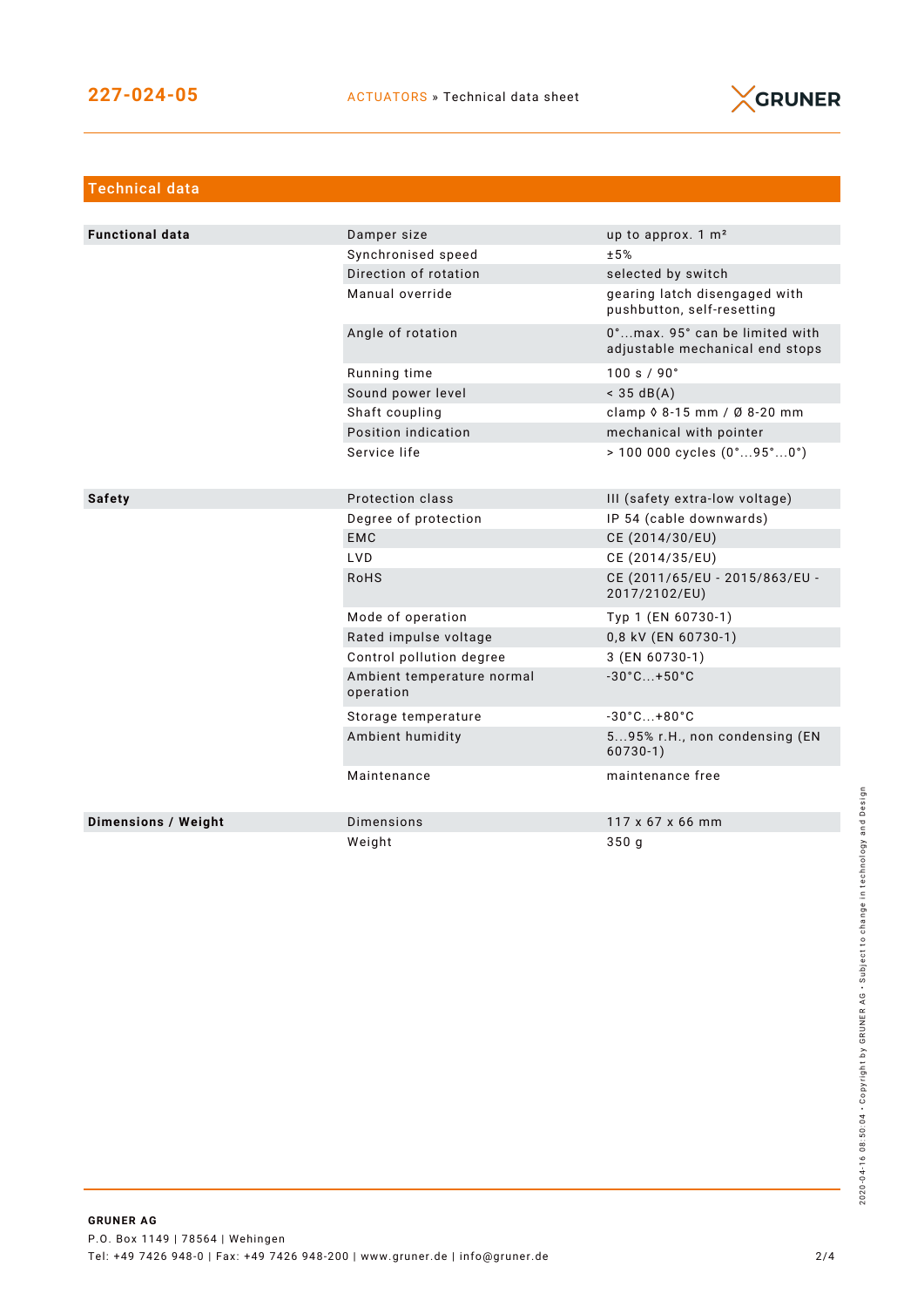## Technical data

| | | |
|---|---|---|
| **Functional data** | Damper size | up to approx. 1 m² |
| | Synchronised speed | ±5% |
| | Direction of rotation | selected by switch |
| | Manual override | gearing latch disengaged with pushbutton, self-resetting |
| | Angle of rotation | 0°...max. 95° can be limited with adjustable mechanical end stops |
| | Running time | 100 s / 90° |
| | Sound power level | < 35 dB(A) |
| | Shaft coupling | clamp ◊ 8-15 mm / Ø 8-20 mm |
| | Position indication | mechanical with pointer |
| | Service life | > 100 000 cycles (0°...95°...0°) |
| **Safety** | Protection class | III (safety extra-low voltage) |
| | Degree of protection | IP 54 (cable downwards) |
| | EMC | CE (2014/30/EU) |
| | LVD | CE (2014/35/EU) |
| | RoHS | CE (2011/65/EU - 2015/863/EU - 2017/2102/EU) |
| | Mode of operation | Typ 1 (EN 60730-1) |
| | Rated impulse voltage | 0,8 kV (EN 60730-1) |
| | Control pollution degree | 3 (EN 60730-1) |
| | Ambient temperature normal operation | -30°C...+50°C |
| | Storage temperature | -30°C...+80°C |
| | Ambient humidity | 5...95% r.H., non condensing (EN 60730-1) |
| | Maintenance | maintenance free |
| **Dimensions / Weight** | Dimensions | 117 x 67 x 66 mm |
| | Weight | 350 g |

**GRUNER AG**
P.O. Box 1149 | 78564 | Wehingen
Tel: +49 7426 948-0 | Fax: +49 7426 948-200 | www.gruner.de | info@gruner.de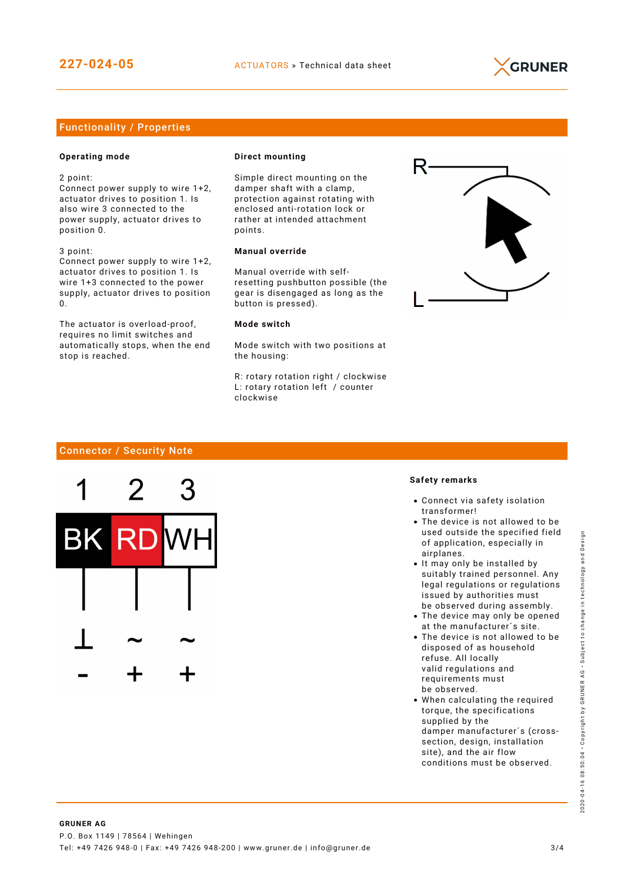## Functionality / Properties

**Operating mode**

2 point:
Connect power supply to wire 1+2, actuator drives to position 1. Is also wire 3 connected to the power supply, actuator drives to position 0.

3 point:
Connect power supply to wire 1+2, actuator drives to position 1. Is wire 1+3 connected to the power supply, actuator drives to position 0.

The actuator is overload-proof, requires no limit switches and automatically stops, when the end stop is reached.

**Direct mounting**

Simple direct mounting on the damper shaft with a clamp, protection against rotating with enclosed anti-rotation lock or rather at intended attachment points.

**Manual override**

Manual override with self-resetting pushbutton possible (the gear is disengaged as long as the button is pressed).

**Mode switch**

Mode switch with two positions at the housing:

R: rotary rotation right / clockwise
L: rotary rotation left / counter clockwise

R

L

## Connector / Security Note

| 1 | 2 | 3 |
|---|---|---|
| BK | RD | WH |
| ⊥ | ~ | ~ |
| - | + | + |

**Safety remarks**

- Connect via safety isolation transformer!
- The device is not allowed to be used outside the specified field of application, especially in airplanes.
- It may only be installed by suitably trained personnel. Any legal regulations or regulations issued by authorities must be observed during assembly.
- The device may only be opened at the manufacturer´s site.
- The device is not allowed to be disposed of as household refuse. All locally valid regulations and requirements must be observed.
- When calculating the required torque, the specifications supplied by the damper manufacturer´s (cross-section, design, installation site), and the air flow conditions must be observed.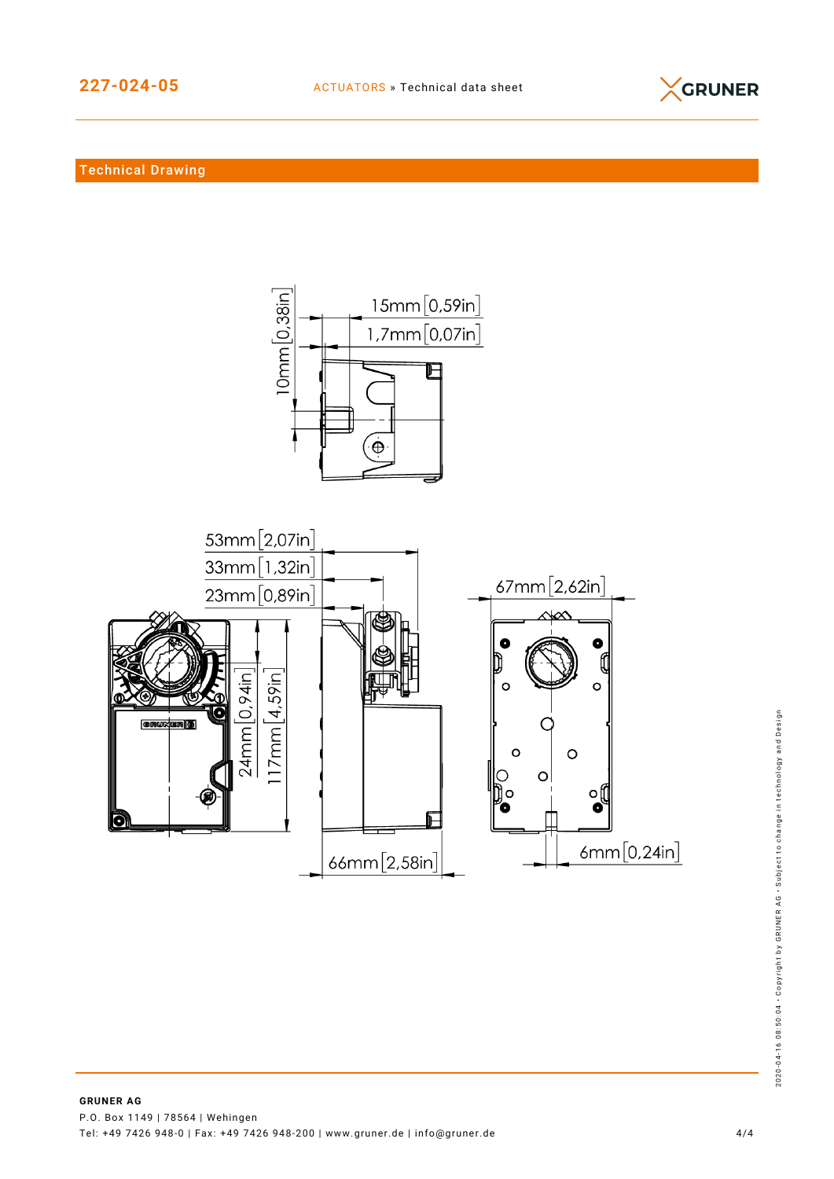## Technical Drawing

15mm [0,59in]
1,7mm [0,07in]
10mm [0,38in]

53mm [2,07in]
33mm [1,32in]
23mm [0,89in]
24mm [0,94in]
117mm [4,59in]
66mm [2,58in]
67mm [2,62in]
6mm [0,24in]

GRUNER

**GRUNER AG**
P.O. Box 1149 | 78564 | Wehingen
Tel: +49 7426 948-0 | Fax: +49 7426 948-200 | www.gruner.de | info@gruner.de